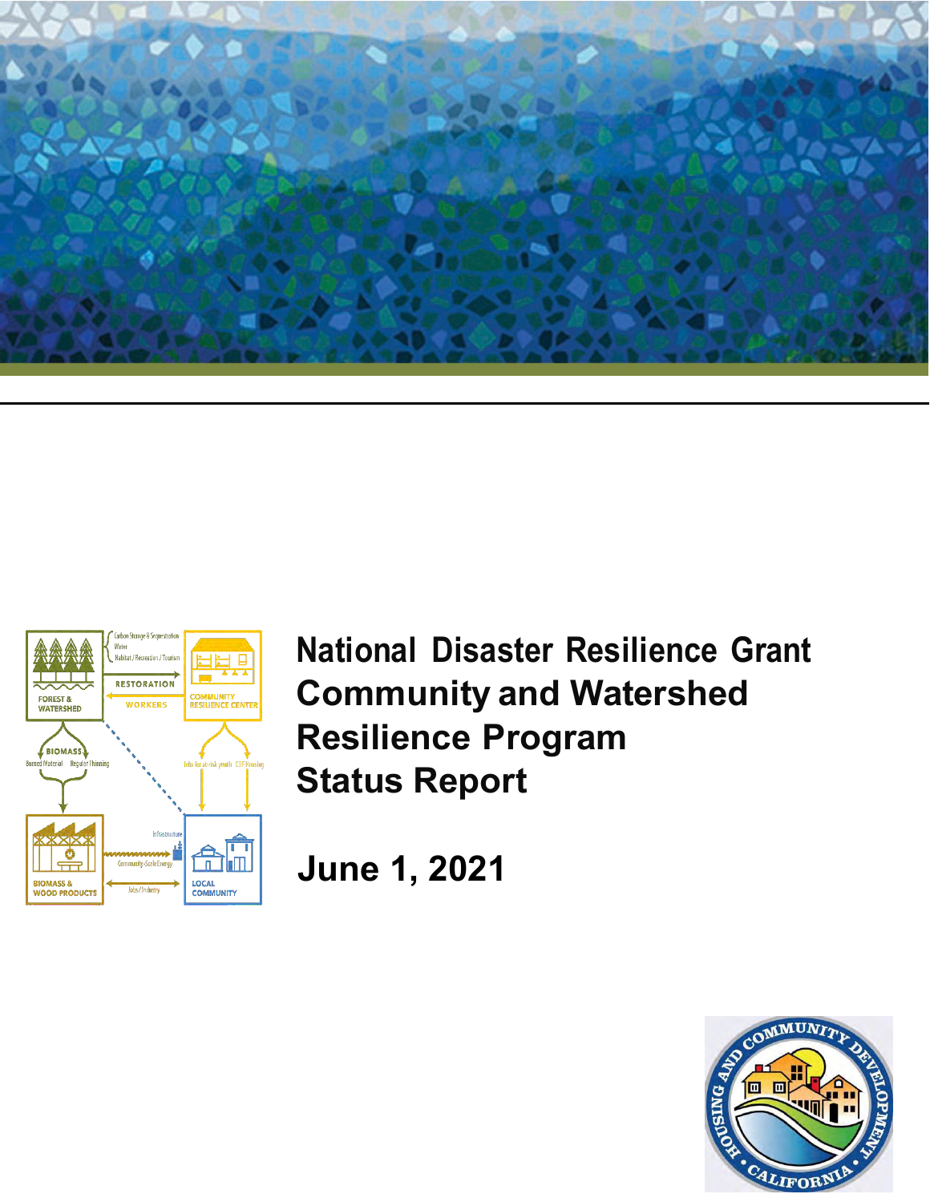# National Disaster Resilience Grant Community and Watershed Resilience Program Status Report

## June 1, 2021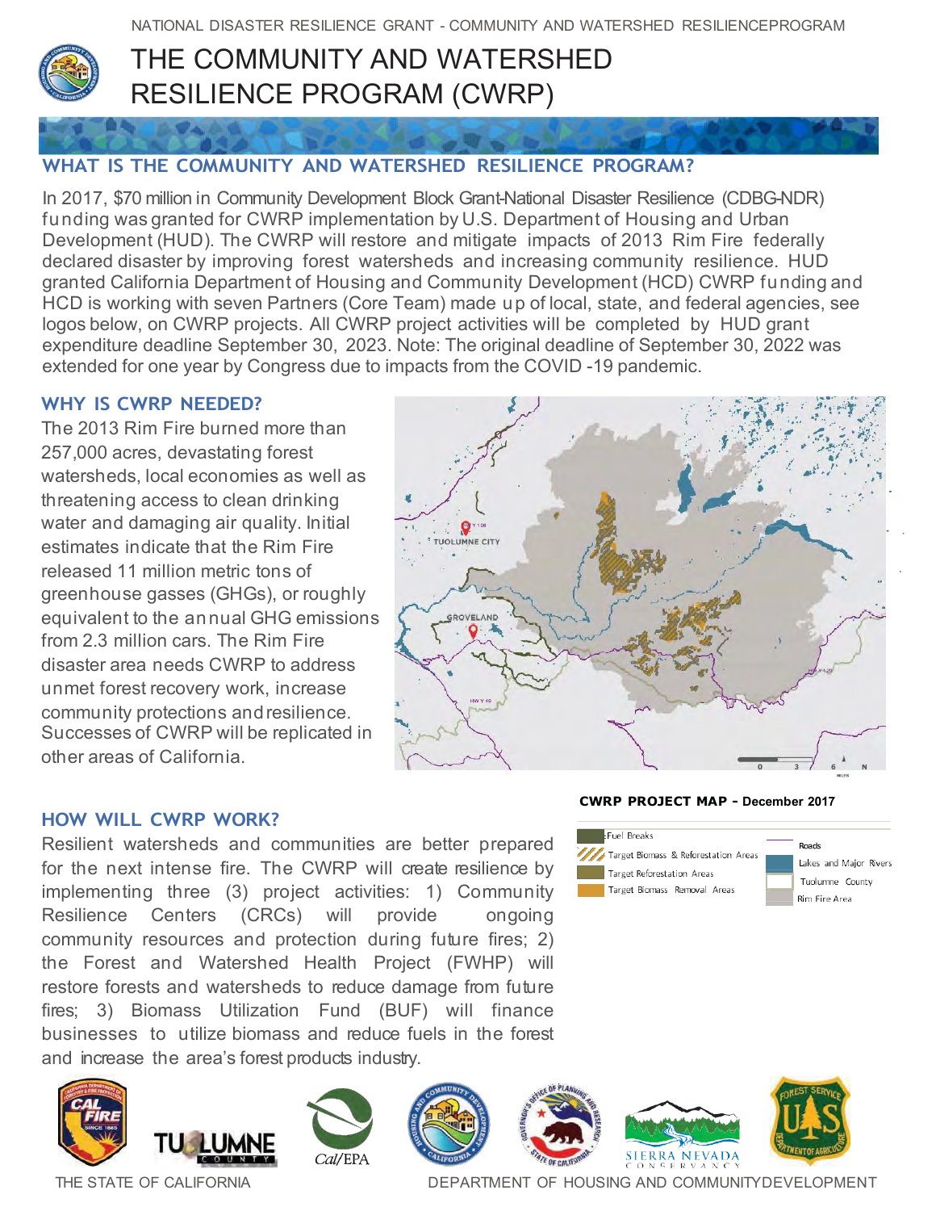NATIONAL DISASTER RESILIENCE GRANT - COMMUNITY AND WATERSHED RESILIENCEPROGRAM

# THE COMMUNITY AND WATERSHED RESILIENCE PROGRAM (CWRP)

## WHAT IS THE COMMUNITY AND WATERSHED RESILIENCE PROGRAM?

In 2017, $70 million in Community Development Block Grant-National Disaster Resilience (CDBG-NDR) funding was granted for CWRP implementation by U.S. Department of Housing and Urban Development (HUD). The CWRP will restore and mitigate impacts of 2013 Rim Fire federally declared disaster by improving forest watersheds and increasing community resilience. HUD granted California Department of Housing and Community Development (HCD) CWRP funding and HCD is working with seven Partners (Core Team) made up of local, state, and federal agencies, see logos below, on CWRP projects. All CWRP project activities will be completed by HUD grant expenditure deadline September 30, 2023. Note: The original deadline of September 30, 2022 was extended for one year by Congress due to impacts from the COVID -19 pandemic.

## WHY IS CWRP NEEDED?

The 2013 Rim Fire burned more than 257,000 acres, devastating forest watersheds, local economies as well as threatening access to clean drinking water and damaging air quality. Initial estimates indicate that the Rim Fire released 11 million metric tons of greenhouse gasses (GHGs), or roughly equivalent to the annual GHG emissions from 2.3 million cars. The Rim Fire disaster area needs CWRP to address unmet forest recovery work, increase community protections and resilience. Successes of CWRP will be replicated in other areas of California.

**CWRP PROJECT MAP - December 2017**

Legend: Fuel Breaks; Target Biomass & Reforestation Areas; Target Reforestation Areas; Target Biomass Removal Areas; Roads; Lakes and Major Rivers; Tuolumne County; Rim Fire Area

## HOW WILL CWRP WORK?

Resilient watersheds and communities are better prepared for the next intense fire. The CWRP will create resilience by implementing three (3) project activities: 1) Community Resilience Centers (CRCs) will provide ongoing community resources and protection during future fires; 2) the Forest and Watershed Health Project (FWHP) will restore forests and watersheds to reduce damage from future fires; 3) Biomass Utilization Fund (BUF) will finance businesses to utilize biomass and reduce fuels in the forest and increase the area's forest products industry.

THE STATE OF CALIFORNIA — DEPARTMENT OF HOUSING AND COMMUNITY DEVELOPMENT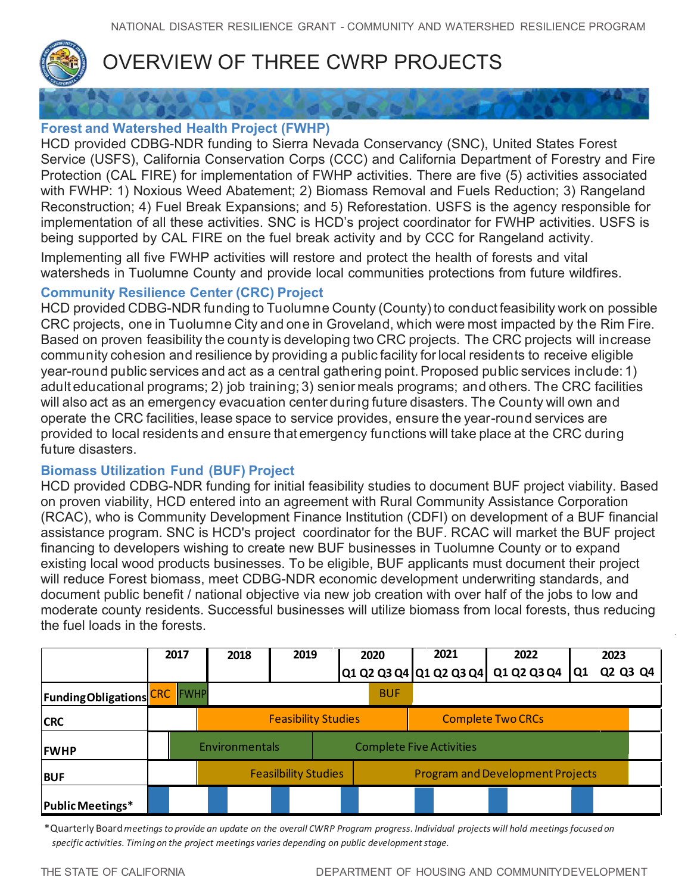NATIONAL DISASTER RESILIENCE GRANT - COMMUNITY AND WATERSHED RESILIENCE PROGRAM

# OVERVIEW OF THREE CWRP PROJECTS

## Forest and Watershed Health Project (FWHP)

HCD provided CDBG-NDR funding to Sierra Nevada Conservancy (SNC), United States Forest Service (USFS), California Conservation Corps (CCC) and California Department of Forestry and Fire Protection (CAL FIRE) for implementation of FWHP activities. There are five (5) activities associated with FWHP: 1) Noxious Weed Abatement; 2) Biomass Removal and Fuels Reduction; 3) Rangeland Reconstruction; 4) Fuel Break Expansions; and 5) Reforestation. USFS is the agency responsible for implementation of all these activities. SNC is HCD's project coordinator for FWHP activities. USFS is being supported by CAL FIRE on the fuel break activity and by CCC for Rangeland activity.

Implementing all five FWHP activities will restore and protect the health of forests and vital watersheds in Tuolumne County and provide local communities protections from future wildfires.

## Community Resilience Center (CRC) Project

HCD provided CDBG-NDR funding to Tuolumne County (County) to conduct feasibility work on possible CRC projects, one in Tuolumne City and one in Groveland, which were most impacted by the Rim Fire. Based on proven feasibility the county is developing two CRC projects. The CRC projects will increase community cohesion and resilience by providing a public facility for local residents to receive eligible year-round public services and act as a central gathering point. Proposed public services include: 1) adult educational programs; 2) job training; 3) senior meals programs; and others. The CRC facilities will also act as an emergency evacuation center during future disasters. The County will own and operate the CRC facilities, lease space to service provides, ensure the year-round services are provided to local residents and ensure that emergency functions will take place at the CRC during future disasters.

## Biomass Utilization Fund (BUF) Project

HCD provided CDBG-NDR funding for initial feasibility studies to document BUF project viability. Based on proven viability, HCD entered into an agreement with Rural Community Assistance Corporation (RCAC), who is Community Development Finance Institution (CDFI) on development of a BUF financial assistance program. SNC is HCD's project coordinator for the BUF. RCAC will market the BUF project financing to developers wishing to create new BUF businesses in Tuolumne County or to expand existing local wood products businesses. To be eligible, BUF applicants must document their project will reduce Forest biomass, meet CDBG-NDR economic development underwriting standards, and document public benefit / national objective via new job creation with over half of the jobs to low and moderate county residents. Successful businesses will utilize biomass from local forests, thus reducing the fuel loads in the forests.

| | 2017 | 2018 | 2019 | 2020 (Q1 Q2 Q3 Q4) | 2021 (Q1 Q2 Q3 Q4) | 2022 (Q1 Q2 Q3 Q4) | 2023 (Q1 Q2 Q3 Q4) |
|---|---|---|---|---|---|---|---|
| Funding Obligations | CRC, FWHP | | | BUF | | | |
| CRC | | Feasibility Studies | Feasibility Studies | Feasibility Studies | Complete Two CRCs | Complete Two CRCs | Complete Two CRCs |
| FWHP | Environmentals | Environmentals | Environmentals / Complete Five Activities | Complete Five Activities | Complete Five Activities | Complete Five Activities | Complete Five Activities |
| BUF | | Feasilbility Studies | Feasilbility Studies | Feasilbility Studies / Program and Development Projects | Program and Development Projects | Program and Development Projects | Program and Development Projects |
| Public Meetings* | ■ | ■ | ■ | ■ | ■ | ■ | ■ |

*Quarterly Board *meetings to provide an update on the overall CWRP Program progress. Individual projects will hold meetings focused on specific activities. Timing on the project meetings varies depending on public development stage.*

THE STATE OF CALIFORNIA — DEPARTMENT OF HOUSING AND COMMUNITY DEVELOPMENT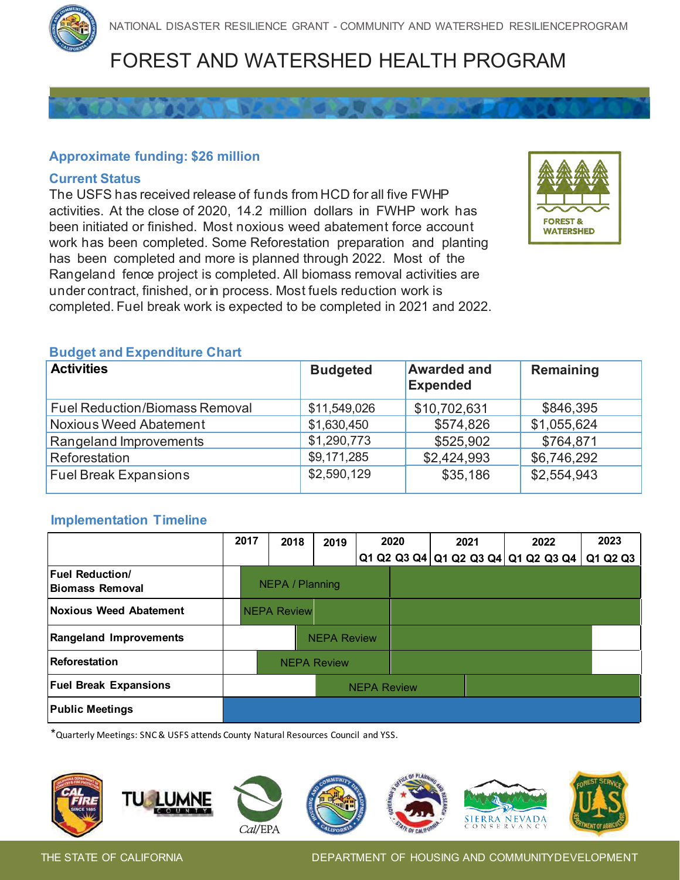NATIONAL DISASTER RESILIENCE GRANT - COMMUNITY AND WATERSHED RESILIENCEPROGRAM

# FOREST AND WATERSHED HEALTH PROGRAM

### Approximate funding: $26 million

### Current Status

The USFS has received release of funds from HCD for all five FWHP activities. At the close of 2020, 14.2 million dollars in FWHP work has been initiated or finished. Most noxious weed abatement force account work has been completed. Some Reforestation preparation and planting has been completed and more is planned through 2022. Most of the Rangeland fence project is completed. All biomass removal activities are under contract, finished, or in process. Most fuels reduction work is completed. Fuel break work is expected to be completed in 2021 and 2022.

### Budget and Expenditure Chart

| Activities | Budgeted | Awarded and Expended | Remaining |
|---|---|---|---|
| Fuel Reduction/Biomass Removal | $11,549,026 | $10,702,631 | $846,395 |
| Noxious Weed Abatement | $1,630,450 | $574,826 | $1,055,624 |
| Rangeland Improvements | $1,290,773 | $525,902 | $764,871 |
| Reforestation | $9,171,285 | $2,424,993 | $6,746,292 |
| Fuel Break Expansions | $2,590,129 | $35,186 | $2,554,943 |

### Implementation Timeline

| | 2017 | 2018 | 2019 | 2020 Q1 Q2 Q3 Q4 | 2021 Q1 Q2 Q3 Q4 | 2022 Q1 Q2 Q3 Q4 | 2023 Q1 Q2 Q3 |
|---|---|---|---|---|---|---|---|
| Fuel Reduction/ Biomass Removal | NEPA / Planning | | | | | | |
| Noxious Weed Abatement | NEPA Review | | | | | | |
| Rangeland Improvements | | | NEPA Review | | | | |
| Reforestation | | NEPA Review | | | | | |
| Fuel Break Expansions | | | NEPA Review | | | | |
| Public Meetings | | | | | | | |

*Quarterly Meetings: SNC & USFS attends County Natural Resources Council and YSS.

THE STATE OF CALIFORNIA DEPARTMENT OF HOUSING AND COMMUNITYDEVELOPMENT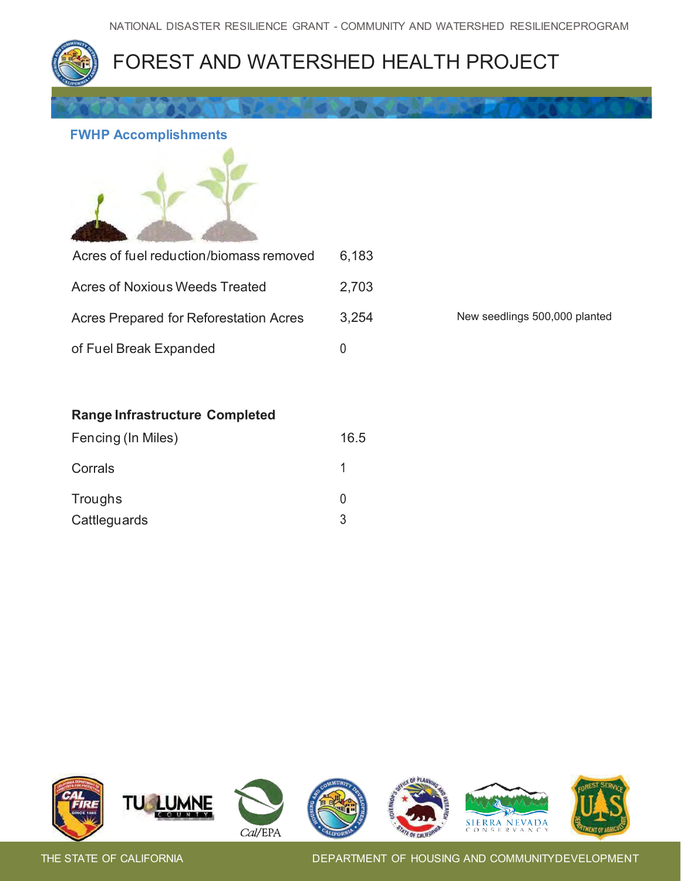# FOREST AND WATERSHED HEALTH PROJECT

## FWHP Accomplishments

| | | |
|---|---|---|
| Acres of fuel reduction/biomass removed | 6,183 | |
| Acres of Noxious Weeds Treated | 2,703 | |
| Acres Prepared for Reforestation Acres | 3,254 | New seedlings 500,000 planted |
| of Fuel Break Expanded | 0 | |

**Range Infrastructure Completed**

| | |
|---|---|
| Fencing (In Miles) | 16.5 |
| Corrals | 1 |
| Troughs | 0 |
| Cattleguards | 3 |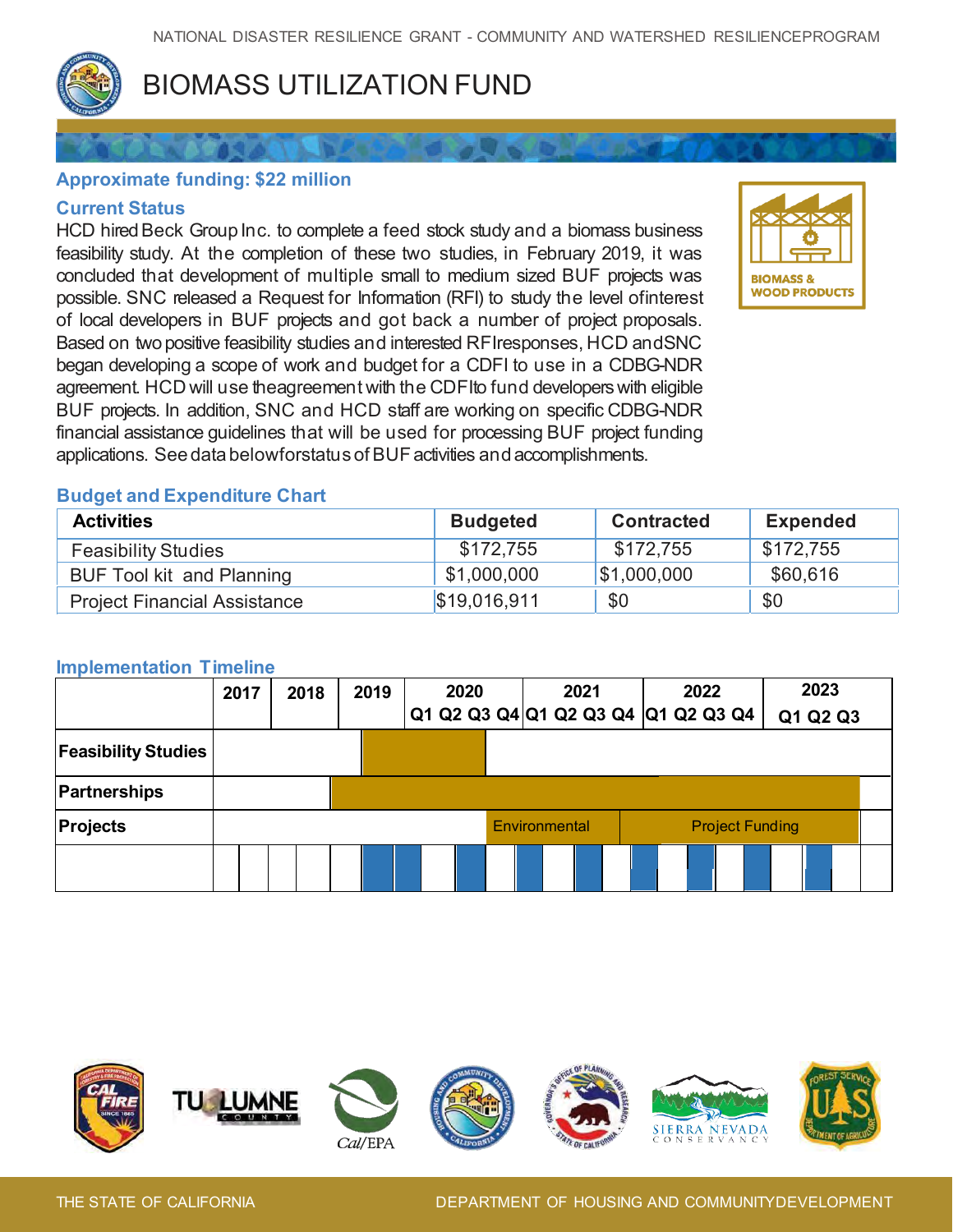# BIOMASS UTILIZATION FUND

## Approximate funding: $22 million

### Current Status

HCD hired Beck Group Inc. to complete a feed stock study and a biomass business feasibility study. At the completion of these two studies, in February 2019, it was concluded that development of multiple small to medium sized BUF projects was possible. SNC released a Request for Information (RFI) to study the level of interest of local developers in BUF projects and got back a number of project proposals. Based on two positive feasibility studies and interested RFI responses, HCD and SNC began developing a scope of work and budget for a CDFI to use in a CDBG-NDR agreement. HCD will use the agreement with the CDFI to fund developers with eligible BUF projects. In addition, SNC and HCD staff are working on specific CDBG-NDR financial assistance guidelines that will be used for processing BUF project funding applications. See data below for status of BUF activities and accomplishments.

BIOMASS & WOOD PRODUCTS

### Budget and Expenditure Chart

| Activities | Budgeted | Contracted | Expended |
|---|---|---|---|
| Feasibility Studies | $172,755 | $172,755 | $172,755 |
| BUF Tool kit and Planning | $1,000,000 | $1,000,000 | $60,616 |
| Project Financial Assistance | $19,016,911 | $0 | $0 |

### Implementation Timeline

| | 2017 | 2018 | 2019 | 2020 Q1 Q2 Q3 Q4 | 2021 Q1 Q2 Q3 Q4 | 2022 Q1 Q2 Q3 Q4 | 2023 Q1 Q2 Q3 |
|---|---|---|---|---|---|---|---|
| **Feasibility Studies** | | | | | | | |
| **Partnerships** | | | | | | | |
| **Projects** | | | | Environmental | | Project Funding | |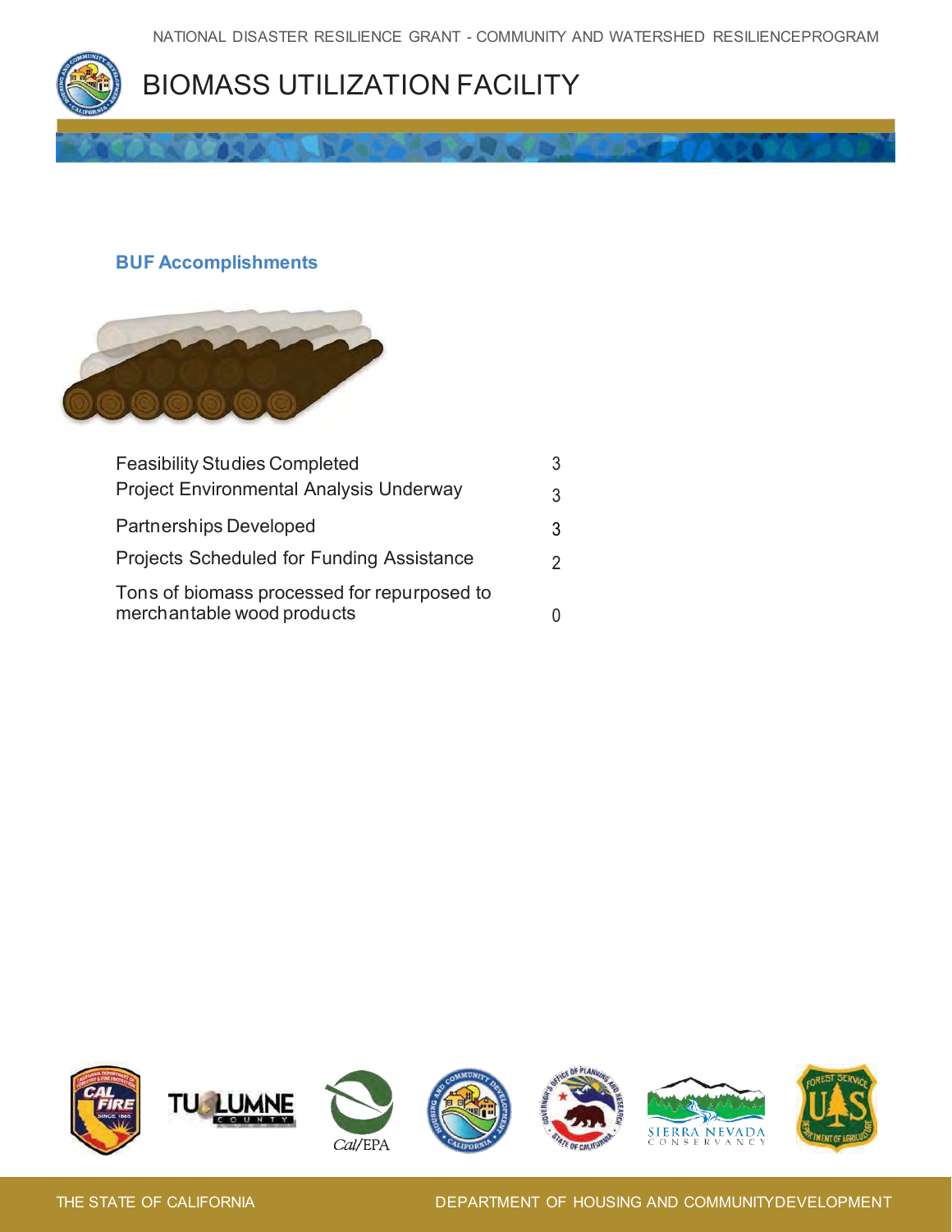# BIOMASS UTILIZATION FACILITY

### BUF Accomplishments

| | |
|---|---|
| Feasibility Studies Completed | 3 |
| Project Environmental Analysis Underway | 3 |
| Partnerships Developed | 3 |
| Projects Scheduled for Funding Assistance | 2 |
| Tons of biomass processed for repurposed to merchantable wood products | 0 |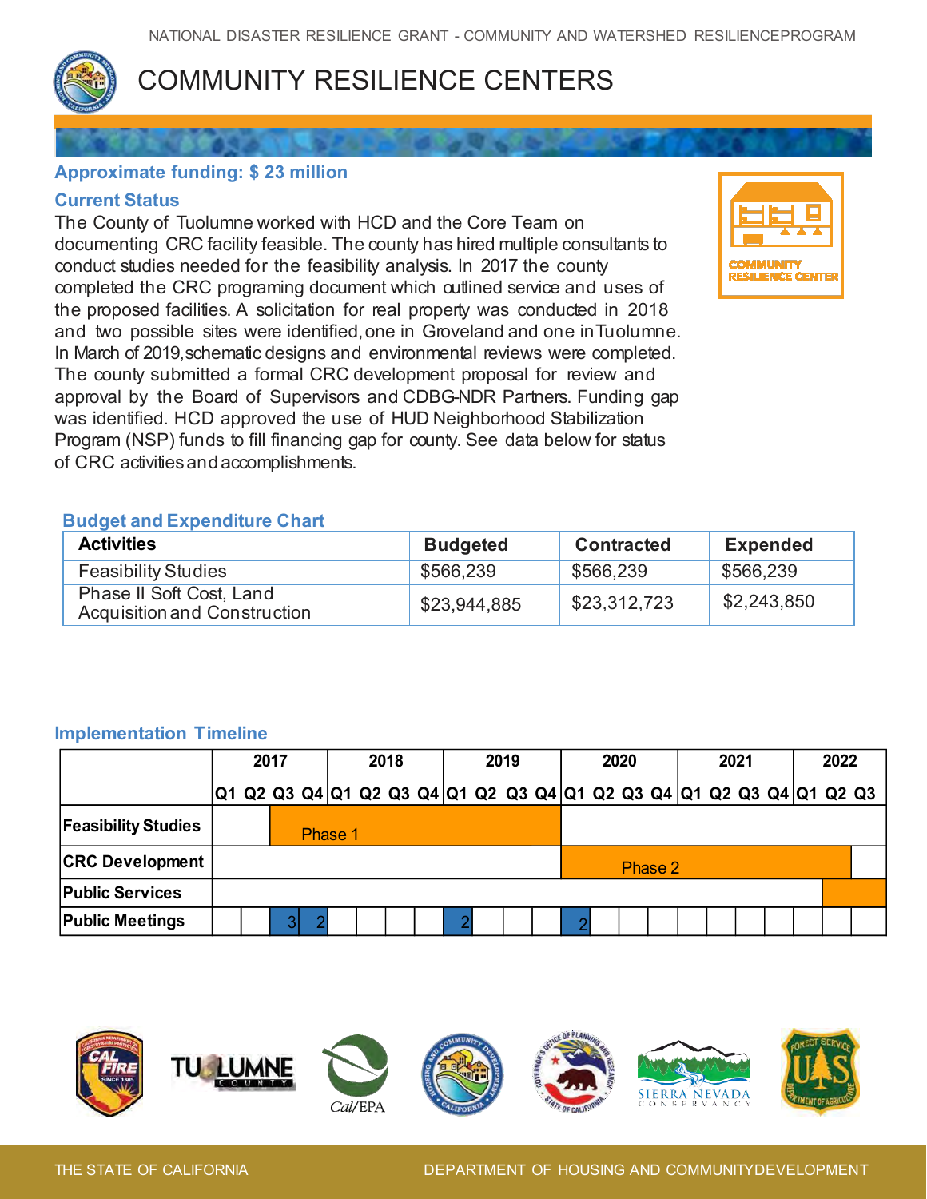# COMMUNITY RESILIENCE CENTERS

**Approximate funding: $ 23 million**

**Current Status**

The County of Tuolumne worked with HCD and the Core Team on documenting CRC facility feasible. The county has hired multiple consultants to conduct studies needed for the feasibility analysis. In 2017 the county completed the CRC programing document which outlined service and uses of the proposed facilities. A solicitation for real property was conducted in 2018 and two possible sites were identified, one in Groveland and one in Tuolumne. In March of 2019, schematic designs and environmental reviews were completed. The county submitted a formal CRC development proposal for review and approval by the Board of Supervisors and CDBG-NDR Partners. Funding gap was identified. HCD approved the use of HUD Neighborhood Stabilization Program (NSP) funds to fill financing gap for county. See data below for status of CRC activities and accomplishments.

**Budget and Expenditure Chart**

| Activities | Budgeted | Contracted | Expended |
|---|---|---|---|
| Feasibility Studies | $566,239 | $566,239 | $566,239 |
| Phase II Soft Cost, Land Acquisition and Construction | $23,944,885 | $23,312,723 | $2,243,850 |

**Implementation Timeline**

| | 2017 | | | | 2018 | | | | 2019 | | | | 2020 | | | | 2021 | | | | 2022 | | |
|---|---|---|---|---|---|---|---|---|---|---|---|---|---|---|---|---|---|---|---|---|---|---|---|
| | Q1 | Q2 | Q3 | Q4 | Q1 | Q2 | Q3 | Q4 | Q1 | Q2 | Q3 | Q4 | Q1 | Q2 | Q3 | Q4 | Q1 | Q2 | Q3 | Q4 | Q1 | Q2 | Q3 |
| **Feasibility Studies** | | | Phase 1 | | | | | | | | | | | | | | | | | | | | |
| **CRC Development** | | | | | | | | | | | | | Phase 2 | | | | | | | | | | |
| **Public Services** | | | | | | | | | | | | | | | | | | | | | | | |
| **Public Meetings** | | | 3 | 2 | | | | | 2 | | | | 2 | | | | | | | | | | |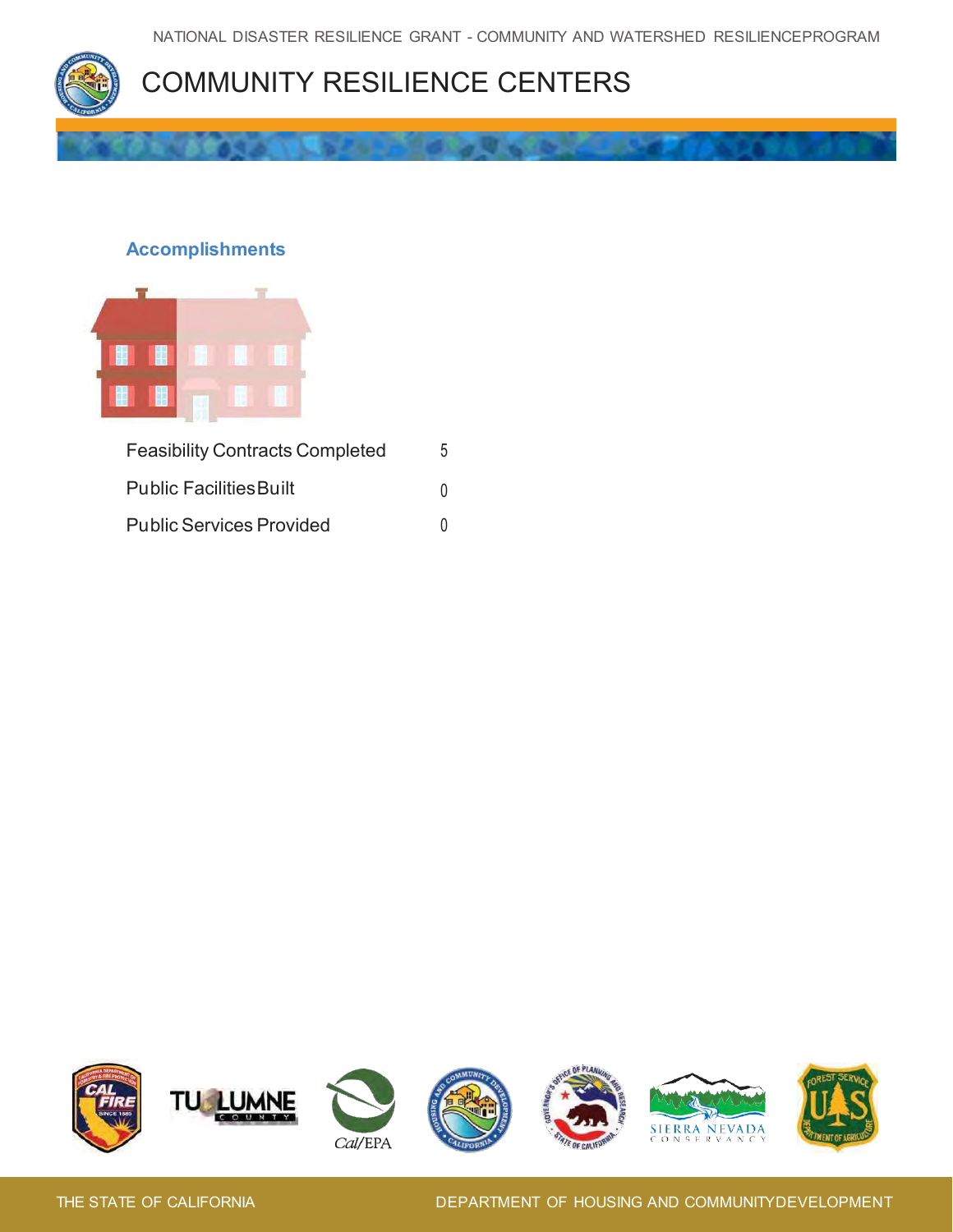# COMMUNITY RESILIENCE CENTERS

## Accomplishments

| | |
|---|---|
| Feasibility Contracts Completed | 5 |
| Public Facilities Built | 0 |
| Public Services Provided | 0 |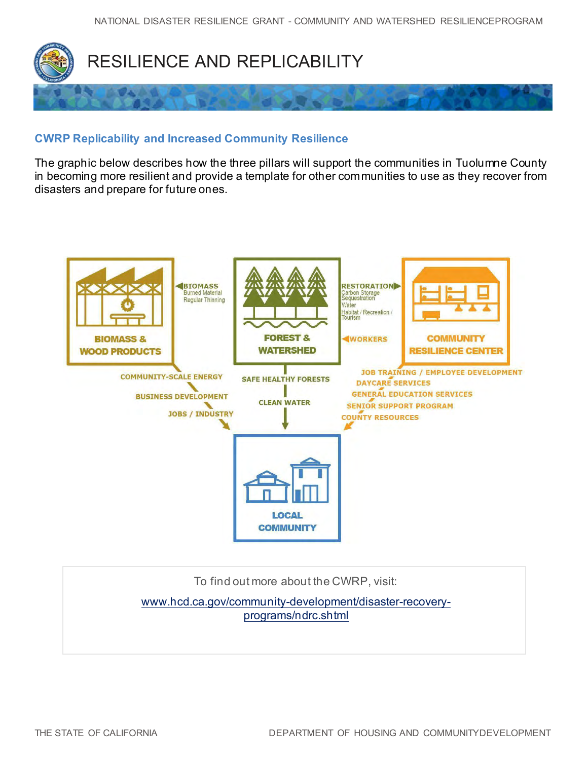# RESILIENCE AND REPLICABILITY

## CWRP Replicability and Increased Community Resilience

The graphic below describes how the three pillars will support the communities in Tuolumne County in becoming more resilient and provide a template for other communities to use as they recover from disasters and prepare for future ones.

BIOMASS & WOOD PRODUCTS

BIOMASS
Burned Material
Regular Thinning

FOREST & WATERSHED

RESTORATION
Carbon Storage
Sequestration
Water
Habitat / Recreation / Tourism

WORKERS

COMMUNITY RESILIENCE CENTER

COMMUNITY-SCALE ENERGY
BUSINESS DEVELOPMENT
JOBS / INDUSTRY

SAFE HEALTHY FORESTS
CLEAN WATER

JOB TRAINING / EMPLOYEE DEVELOPMENT
DAYCARE SERVICES
GENERAL EDUCATION SERVICES
SENIOR SUPPORT PROGRAM
COUNTY RESOURCES

LOCAL COMMUNITY

To find out more about the CWRP, visit:

www.hcd.ca.gov/community-development/disaster-recovery-programs/ndrc.shtml